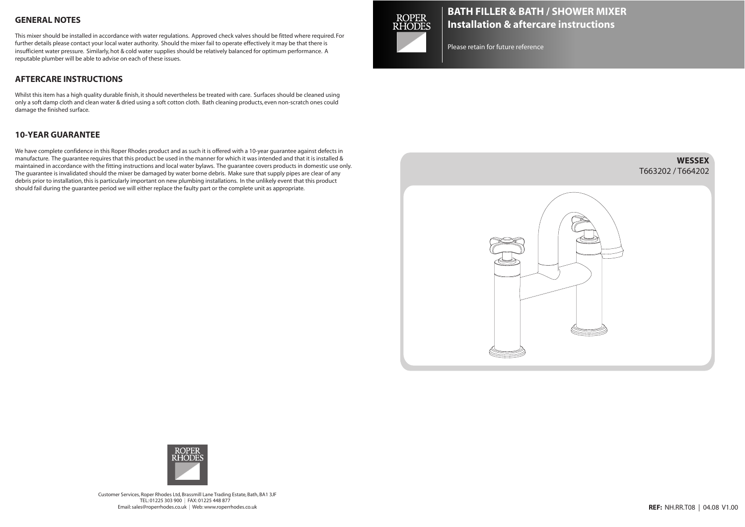# BATH FILLER & BATH / SHOWER MIXER
## Installation & aftercare instructions

Please retain for future reference

**WESSEX**
T663202 / T664202

## GENERAL NOTES

This mixer should be installed in accordance with water regulations. Approved check valves should be fitted where required. For further details please contact your local water authority. Should the mixer fail to operate effectively it may be that there is insufficient water pressure. Similarly, hot & cold water supplies should be relatively balanced for optimum performance. A reputable plumber will be able to advise on each of these issues.

## AFTERCARE INSTRUCTIONS

Whilst this item has a high quality durable finish, it should nevertheless be treated with care. Surfaces should be cleaned using only a soft damp cloth and clean water & dried using a soft cotton cloth. Bath cleaning products, even non-scratch ones could damage the finished surface.

## 10-YEAR GUARANTEE

We have complete confidence in this Roper Rhodes product and as such it is offered with a 10-year guarantee against defects in manufacture. The guarantee requires that this product be used in the manner for which it was intended and that it is installed & maintained in accordance with the fitting instructions and local water bylaws. The guarantee covers products in domestic use only. The guarantee is invalidated should the mixer be damaged by water borne debris. Make sure that supply pipes are clear of any debris prior to installation, this is particularly important on new plumbing installations. In the unlikely event that this product should fail during the guarantee period we will either replace the faulty part or the complete unit as appropriate.

Customer Services, Roper Rhodes Ltd, Brassmill Lane Trading Estate, Bath, BA1 3JF
TEL: 01225 303 900 | FAX: 01225 448 877
Email: sales@roperrhodes.co.uk | Web: www.roperrhodes.co.uk

**REF:** NH.RR.T08 | 04.08 V1.00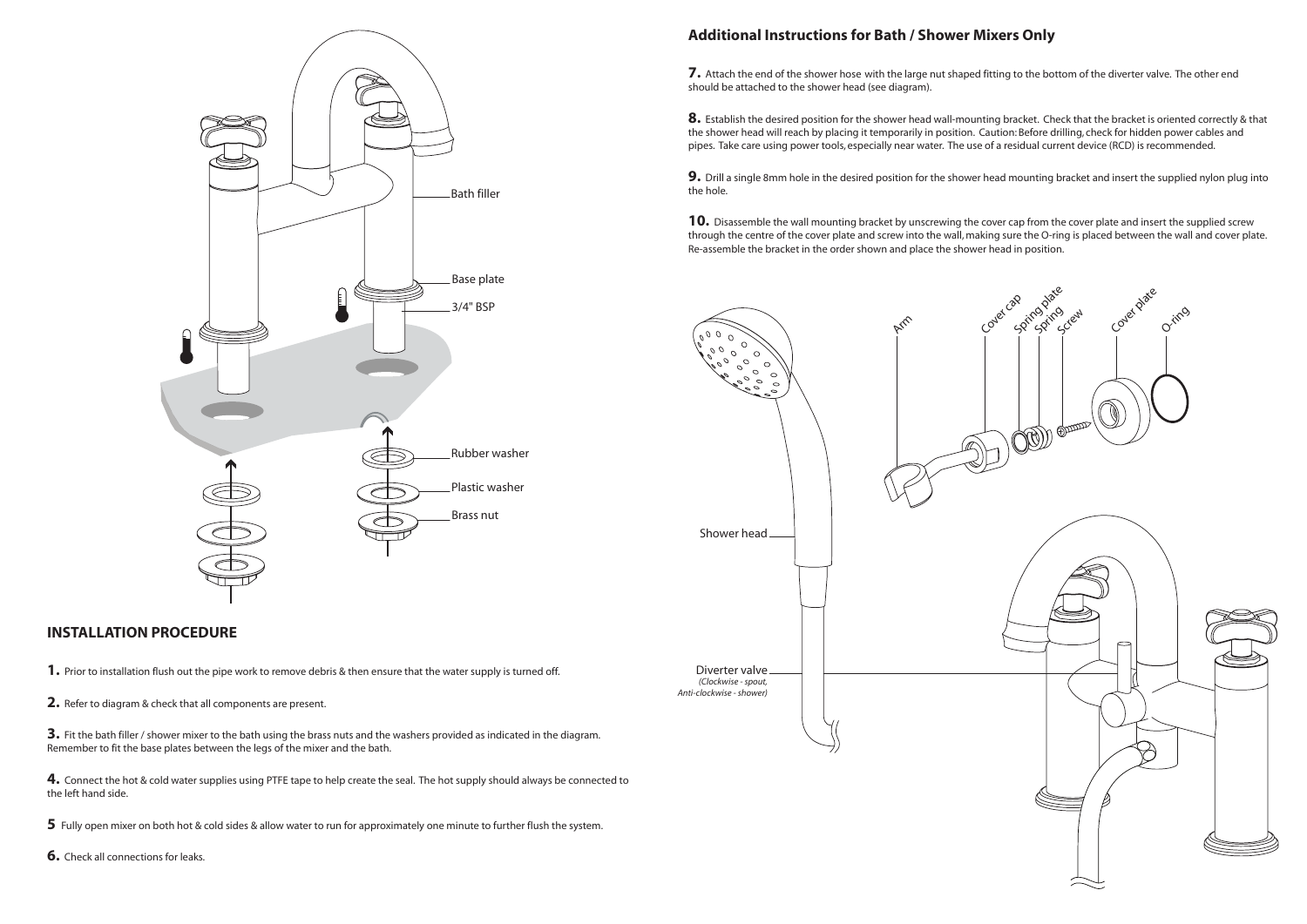Bath filler

Base plate

3/4" BSP

Rubber washer

Plastic washer

Brass nut

## INSTALLATION PROCEDURE

**1.** Prior to installation flush out the pipe work to remove debris & then ensure that the water supply is turned off.

**2.** Refer to diagram & check that all components are present.

**3.** Fit the bath filler / shower mixer to the bath using the brass nuts and the washers provided as indicated in the diagram. Remember to fit the base plates between the legs of the mixer and the bath.

**4.** Connect the hot & cold water supplies using PTFE tape to help create the seal. The hot supply should always be connected to the left hand side.

**5** Fully open mixer on both hot & cold sides & allow water to run for approximately one minute to further flush the system.

**6.** Check all connections for leaks.

## Additional Instructions for Bath / Shower Mixers Only

**7.** Attach the end of the shower hose with the large nut shaped fitting to the bottom of the diverter valve. The other end should be attached to the shower head (see diagram).

**8.** Establish the desired position for the shower head wall-mounting bracket. Check that the bracket is oriented correctly & that the shower head will reach by placing it temporarily in position. Caution: Before drilling, check for hidden power cables and pipes. Take care using power tools, especially near water. The use of a residual current device (RCD) is recommended.

**9.** Drill a single 8mm hole in the desired position for the shower head mounting bracket and insert the supplied nylon plug into the hole.

**10.** Disassemble the wall mounting bracket by unscrewing the cover cap from the cover plate and insert the supplied screw through the centre of the cover plate and screw into the wall, making sure the O-ring is placed between the wall and cover plate. Re-assemble the bracket in the order shown and place the shower head in position.

Arm

Cover cap

Spring plate

Spring

Screw

Cover plate

O-ring

Shower head

Diverter valve
*(Clockwise - spout, Anti-clockwise - shower)*